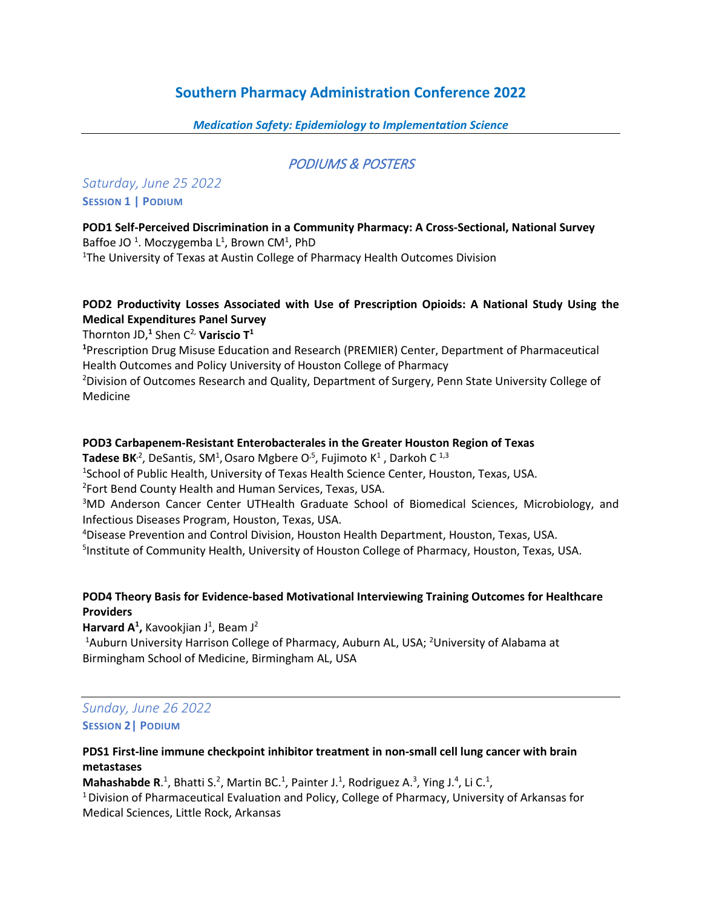# Southern Pharmacy Administration Conference 2022

***Medication Safety: Epidemiology to Implementation Science***

---

## *PODIUMS & POSTERS*

### *Saturday, June 25 2022*

**SESSION 1 | PODIUM**

**POD1 Self-Perceived Discrimination in a Community Pharmacy: A Cross-Sectional, National Survey**
Baffoe JO [1]. Moczygemba L[1], Brown CM[1], PhD
[1]The University of Texas at Austin College of Pharmacy Health Outcomes Division

**POD2 Productivity Losses Associated with Use of Prescription Opioids: A National Study Using the Medical Expenditures Panel Survey**
Thornton JD,[1] Shen C[2,] **Variscio T[1]**
[1]Prescription Drug Misuse Education and Research (PREMIER) Center, Department of Pharmaceutical Health Outcomes and Policy University of Houston College of Pharmacy
[2]Division of Outcomes Research and Quality, Department of Surgery, Penn State University College of Medicine

**POD3 Carbapenem-Resistant Enterobacterales in the Greater Houston Region of Texas**
**Tadese BK**[,2], DeSantis, SM[1], Osaro Mgbere O[,5], Fujimoto K[1] , Darkoh C [1,3]
[1]School of Public Health, University of Texas Health Science Center, Houston, Texas, USA.
[2]Fort Bend County Health and Human Services, Texas, USA.
[3]MD Anderson Cancer Center UTHealth Graduate School of Biomedical Sciences, Microbiology, and Infectious Diseases Program, Houston, Texas, USA.
[4]Disease Prevention and Control Division, Houston Health Department, Houston, Texas, USA.
[5]Institute of Community Health, University of Houston College of Pharmacy, Houston, Texas, USA.

**POD4 Theory Basis for Evidence-based Motivational Interviewing Training Outcomes for Healthcare Providers**
**Harvard A[1],** Kavookjian J[1], Beam J[2]
[1]Auburn University Harrison College of Pharmacy, Auburn AL, USA; [2]University of Alabama at Birmingham School of Medicine, Birmingham AL, USA

---

### *Sunday, June 26 2022*

**SESSION 2 | PODIUM**

**PDS1 First-line immune checkpoint inhibitor treatment in non-small cell lung cancer with brain metastases**
**Mahashabde R**.[1], Bhatti S.[2], Martin BC.[1], Painter J.[1], Rodriguez A.[3], Ying J.[4], Li C.[1],
[1] Division of Pharmaceutical Evaluation and Policy, College of Pharmacy, University of Arkansas for Medical Sciences, Little Rock, Arkansas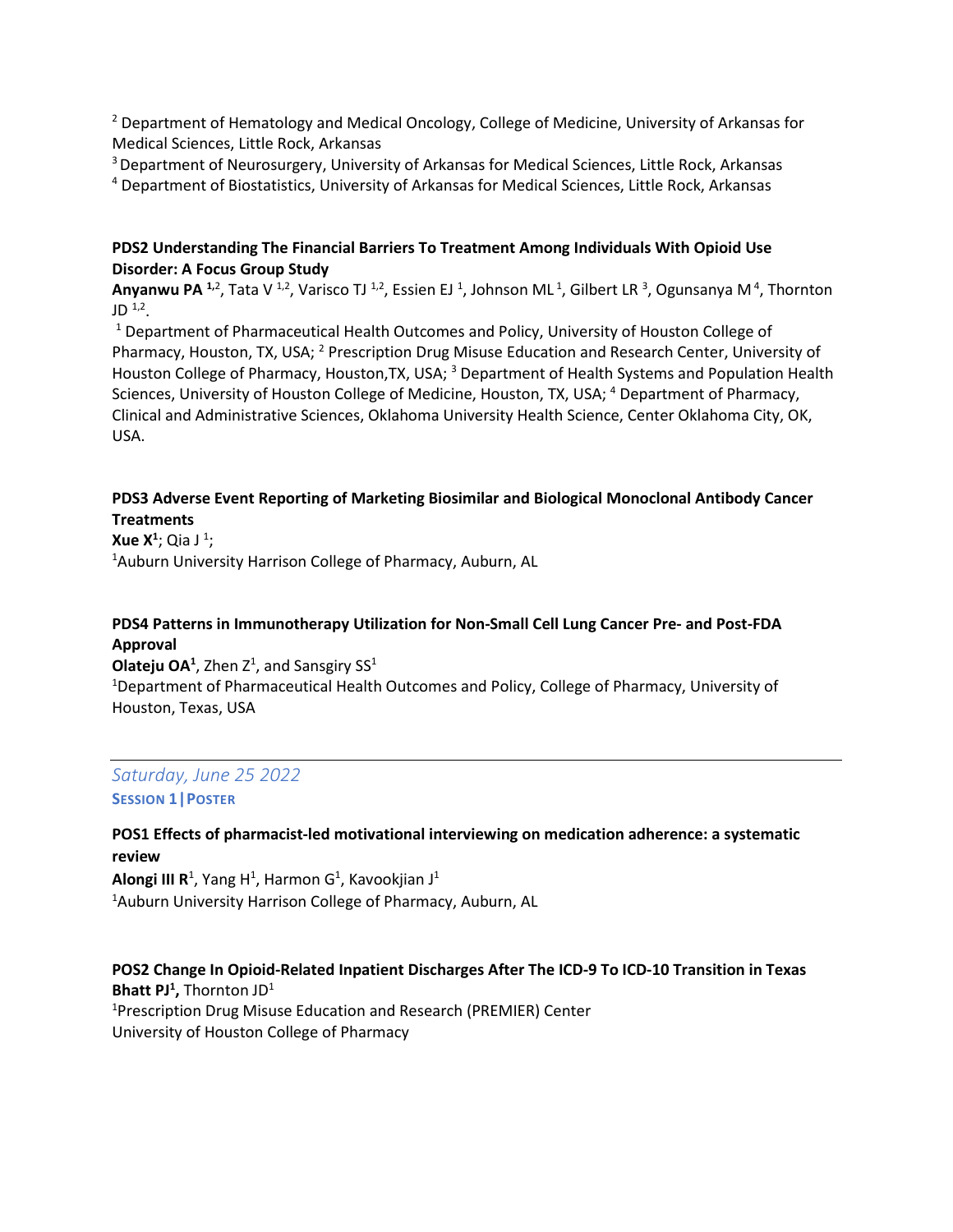[2] Department of Hematology and Medical Oncology, College of Medicine, University of Arkansas for Medical Sciences, Little Rock, Arkansas

[3] Department of Neurosurgery, University of Arkansas for Medical Sciences, Little Rock, Arkansas

[4] Department of Biostatistics, University of Arkansas for Medical Sciences, Little Rock, Arkansas

**PDS2 Understanding The Financial Barriers To Treatment Among Individuals With Opioid Use Disorder: A Focus Group Study**

**Anyanwu PA** [1,2], Tata V [1,2], Varisco TJ [1,2], Essien EJ [1], Johnson ML [1], Gilbert LR [3], Ogunsanya M [4], Thornton JD [1,2].

[1] Department of Pharmaceutical Health Outcomes and Policy, University of Houston College of Pharmacy, Houston, TX, USA; [2] Prescription Drug Misuse Education and Research Center, University of Houston College of Pharmacy, Houston,TX, USA; [3] Department of Health Systems and Population Health Sciences, University of Houston College of Medicine, Houston, TX, USA; [4] Department of Pharmacy, Clinical and Administrative Sciences, Oklahoma University Health Science, Center Oklahoma City, OK, USA.

**PDS3 Adverse Event Reporting of Marketing Biosimilar and Biological Monoclonal Antibody Cancer Treatments**

**Xue X**[1]; Qia J [1];

[1]Auburn University Harrison College of Pharmacy, Auburn, AL

**PDS4 Patterns in Immunotherapy Utilization for Non-Small Cell Lung Cancer Pre- and Post-FDA Approval**

**Olateju OA**[1], Zhen Z[1], and Sansgiry SS[1]

[1]Department of Pharmaceutical Health Outcomes and Policy, College of Pharmacy, University of Houston, Texas, USA

---

*Saturday, June 25 2022*

**SESSION 1 | POSTER**

**POS1 Effects of pharmacist-led motivational interviewing on medication adherence: a systematic review**

**Alongi III R**[1], Yang H[1], Harmon G[1], Kavookjian J[1]

[1]Auburn University Harrison College of Pharmacy, Auburn, AL

**POS2 Change In Opioid-Related Inpatient Discharges After The ICD-9 To ICD-10 Transition in Texas**

**Bhatt PJ**[1]**,** Thornton JD[1]

[1]Prescription Drug Misuse Education and Research (PREMIER) Center
University of Houston College of Pharmacy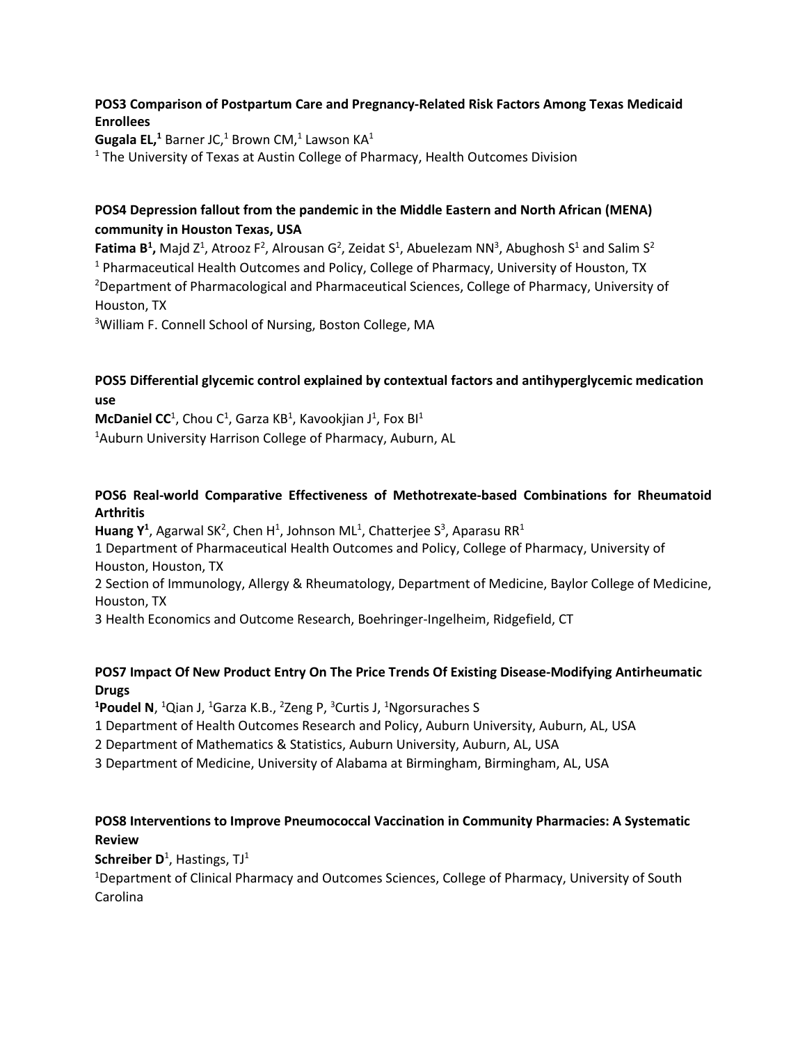**POS3 Comparison of Postpartum Care and Pregnancy-Related Risk Factors Among Texas Medicaid Enrollees**

**Gugala EL,[1]** Barner JC,[1] Brown CM,[1] Lawson KA[1]

[1] The University of Texas at Austin College of Pharmacy, Health Outcomes Division

**POS4 Depression fallout from the pandemic in the Middle Eastern and North African (MENA) community in Houston Texas, USA**

**Fatima B[1],** Majd Z[1], Atrooz F[2], Alrousan G[2], Zeidat S[1], Abuelezam NN[3], Abughosh S[1] and Salim S[2]

[1] Pharmaceutical Health Outcomes and Policy, College of Pharmacy, University of Houston, TX

[2]Department of Pharmacological and Pharmaceutical Sciences, College of Pharmacy, University of Houston, TX

[3]William F. Connell School of Nursing, Boston College, MA

**POS5 Differential glycemic control explained by contextual factors and antihyperglycemic medication use**

**McDaniel CC**[1], Chou C[1], Garza KB[1], Kavookjian J[1], Fox BI[1]

[1]Auburn University Harrison College of Pharmacy, Auburn, AL

**POS6 Real-world Comparative Effectiveness of Methotrexate-based Combinations for Rheumatoid Arthritis**

**Huang Y[1]**, Agarwal SK[2], Chen H[1], Johnson ML[1], Chatterjee S[3], Aparasu RR[1]

1 Department of Pharmaceutical Health Outcomes and Policy, College of Pharmacy, University of Houston, Houston, TX

2 Section of Immunology, Allergy & Rheumatology, Department of Medicine, Baylor College of Medicine, Houston, TX

3 Health Economics and Outcome Research, Boehringer-Ingelheim, Ridgefield, CT

**POS7 Impact Of New Product Entry On The Price Trends Of Existing Disease-Modifying Antirheumatic Drugs**

**[1]Poudel N**, [1]Qian J, [1]Garza K.B., [2]Zeng P, [3]Curtis J, [1]Ngorsuraches S

1 Department of Health Outcomes Research and Policy, Auburn University, Auburn, AL, USA

2 Department of Mathematics & Statistics, Auburn University, Auburn, AL, USA

3 Department of Medicine, University of Alabama at Birmingham, Birmingham, AL, USA

**POS8 Interventions to Improve Pneumococcal Vaccination in Community Pharmacies: A Systematic Review**

**Schreiber D**[1], Hastings, TJ[1]

[1]Department of Clinical Pharmacy and Outcomes Sciences, College of Pharmacy, University of South Carolina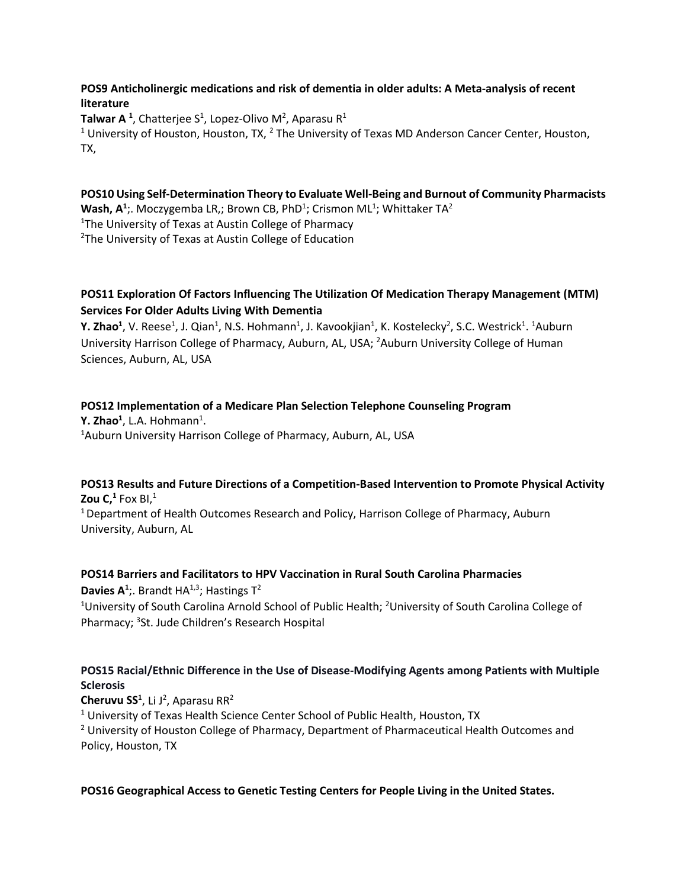**POS9 Anticholinergic medications and risk of dementia in older adults: A Meta-analysis of recent literature**

**Talwar A** [1], Chatterjee S[1], Lopez-Olivo M[2], Aparasu R[1]

[1] University of Houston, Houston, TX, [2] The University of Texas MD Anderson Cancer Center, Houston, TX,

**POS10 Using Self-Determination Theory to Evaluate Well-Being and Burnout of Community Pharmacists**

**Wash, A**[1];. Moczygemba LR,; Brown CB, PhD[1]; Crismon ML[1]; Whittaker TA[2]

[1]The University of Texas at Austin College of Pharmacy

[2]The University of Texas at Austin College of Education

**POS11 Exploration Of Factors Influencing The Utilization Of Medication Therapy Management (MTM) Services For Older Adults Living With Dementia**

**Y. Zhao**[1], V. Reese[1], J. Qian[1], N.S. Hohmann[1], J. Kavookjian[1], K. Kostelecky[2], S.C. Westrick[1]. [1]Auburn University Harrison College of Pharmacy, Auburn, AL, USA; [2]Auburn University College of Human Sciences, Auburn, AL, USA

**POS12 Implementation of a Medicare Plan Selection Telephone Counseling Program**

**Y. Zhao**[1], L.A. Hohmann[1].

[1]Auburn University Harrison College of Pharmacy, Auburn, AL, USA

**POS13 Results and Future Directions of a Competition-Based Intervention to Promote Physical Activity**

**Zou C,**[1] Fox BI,[1]

[1] Department of Health Outcomes Research and Policy, Harrison College of Pharmacy, Auburn University, Auburn, AL

**POS14 Barriers and Facilitators to HPV Vaccination in Rural South Carolina Pharmacies**

**Davies A**[1];. Brandt HA[1,3]; Hastings T[2]

[1]University of South Carolina Arnold School of Public Health; [2]University of South Carolina College of Pharmacy; [3]St. Jude Children's Research Hospital

**POS15 Racial/Ethnic Difference in the Use of Disease-Modifying Agents among Patients with Multiple Sclerosis**

**Cheruvu SS**[1], Li J[2], Aparasu RR[2]

[1] University of Texas Health Science Center School of Public Health, Houston, TX

[2] University of Houston College of Pharmacy, Department of Pharmaceutical Health Outcomes and Policy, Houston, TX

**POS16 Geographical Access to Genetic Testing Centers for People Living in the United States.**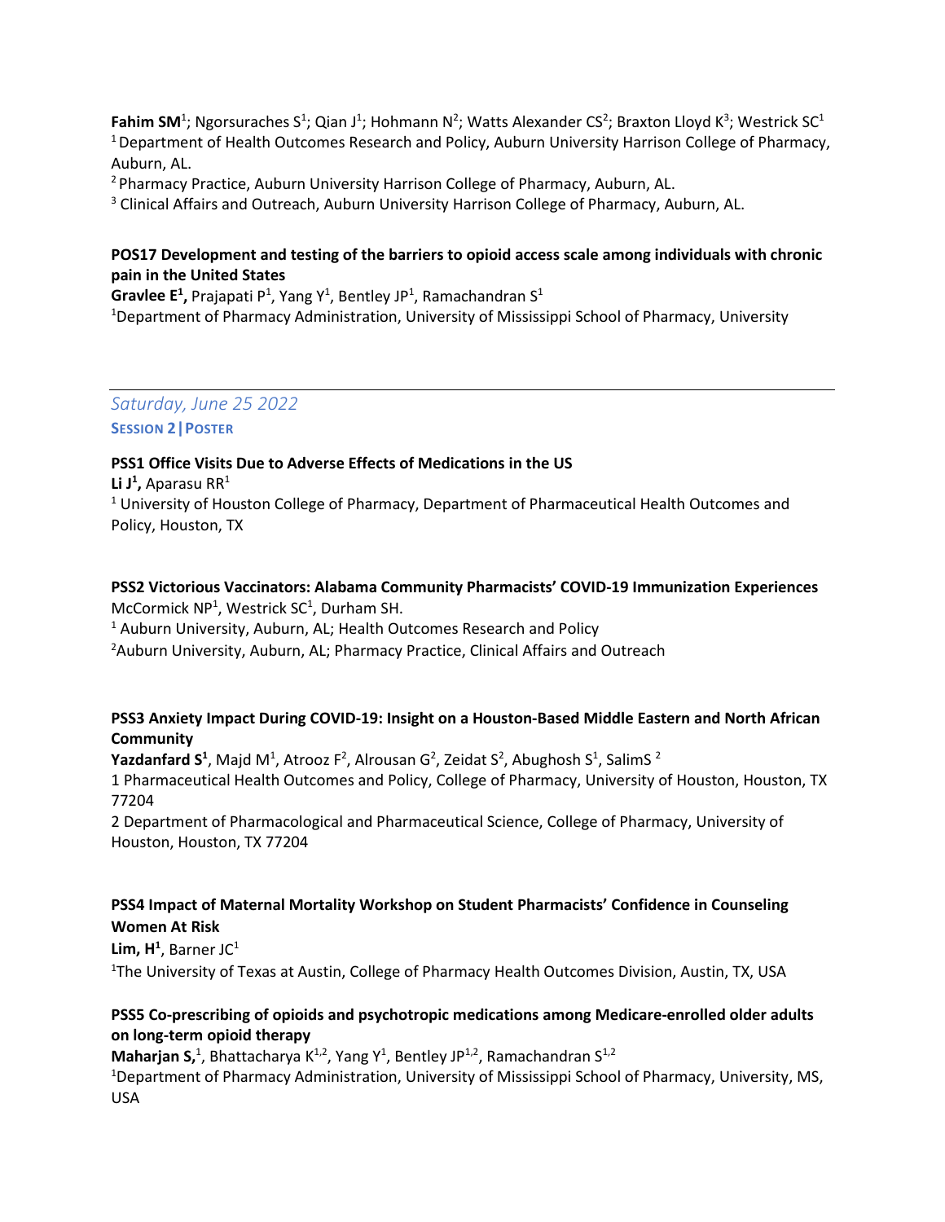**Fahim SM**[1]; Ngorsuraches S[1]; Qian J[1]; Hohmann N[2]; Watts Alexander CS[2]; Braxton Lloyd K[3]; Westrick SC[1]
[1] Department of Health Outcomes Research and Policy, Auburn University Harrison College of Pharmacy, Auburn, AL.
[2] Pharmacy Practice, Auburn University Harrison College of Pharmacy, Auburn, AL.
[3] Clinical Affairs and Outreach, Auburn University Harrison College of Pharmacy, Auburn, AL.

**POS17 Development and testing of the barriers to opioid access scale among individuals with chronic pain in the United States**
**Gravlee E[1],** Prajapati P[1], Yang Y[1], Bentley JP[1], Ramachandran S[1]
[1]Department of Pharmacy Administration, University of Mississippi School of Pharmacy, University

---

*Saturday, June 25 2022*

**SESSION 2 | POSTER**

**PSS1 Office Visits Due to Adverse Effects of Medications in the US**
**Li J[1],** Aparasu RR[1]
[1] University of Houston College of Pharmacy, Department of Pharmaceutical Health Outcomes and Policy, Houston, TX

**PSS2 Victorious Vaccinators: Alabama Community Pharmacists' COVID-19 Immunization Experiences**
McCormick NP[1], Westrick SC[1], Durham SH.
[1] Auburn University, Auburn, AL; Health Outcomes Research and Policy
[2]Auburn University, Auburn, AL; Pharmacy Practice, Clinical Affairs and Outreach

**PSS3 Anxiety Impact During COVID-19: Insight on a Houston-Based Middle Eastern and North African Community**
**Yazdanfard S[1]**, Majd M[1], Atrooz F[2], Alrousan G[2], Zeidat S[2], Abughosh S[1], SalimS [2]
1 Pharmaceutical Health Outcomes and Policy, College of Pharmacy, University of Houston, Houston, TX 77204
2 Department of Pharmacological and Pharmaceutical Science, College of Pharmacy, University of Houston, Houston, TX 77204

**PSS4 Impact of Maternal Mortality Workshop on Student Pharmacists' Confidence in Counseling Women At Risk**
**Lim, H[1]**, Barner JC[1]
[1]The University of Texas at Austin, College of Pharmacy Health Outcomes Division, Austin, TX, USA

**PSS5 Co-prescribing of opioids and psychotropic medications among Medicare-enrolled older adults on long-term opioid therapy**
**Maharjan S,**[1], Bhattacharya K[1,2], Yang Y[1], Bentley JP[1,2], Ramachandran S[1,2]
[1]Department of Pharmacy Administration, University of Mississippi School of Pharmacy, University, MS, USA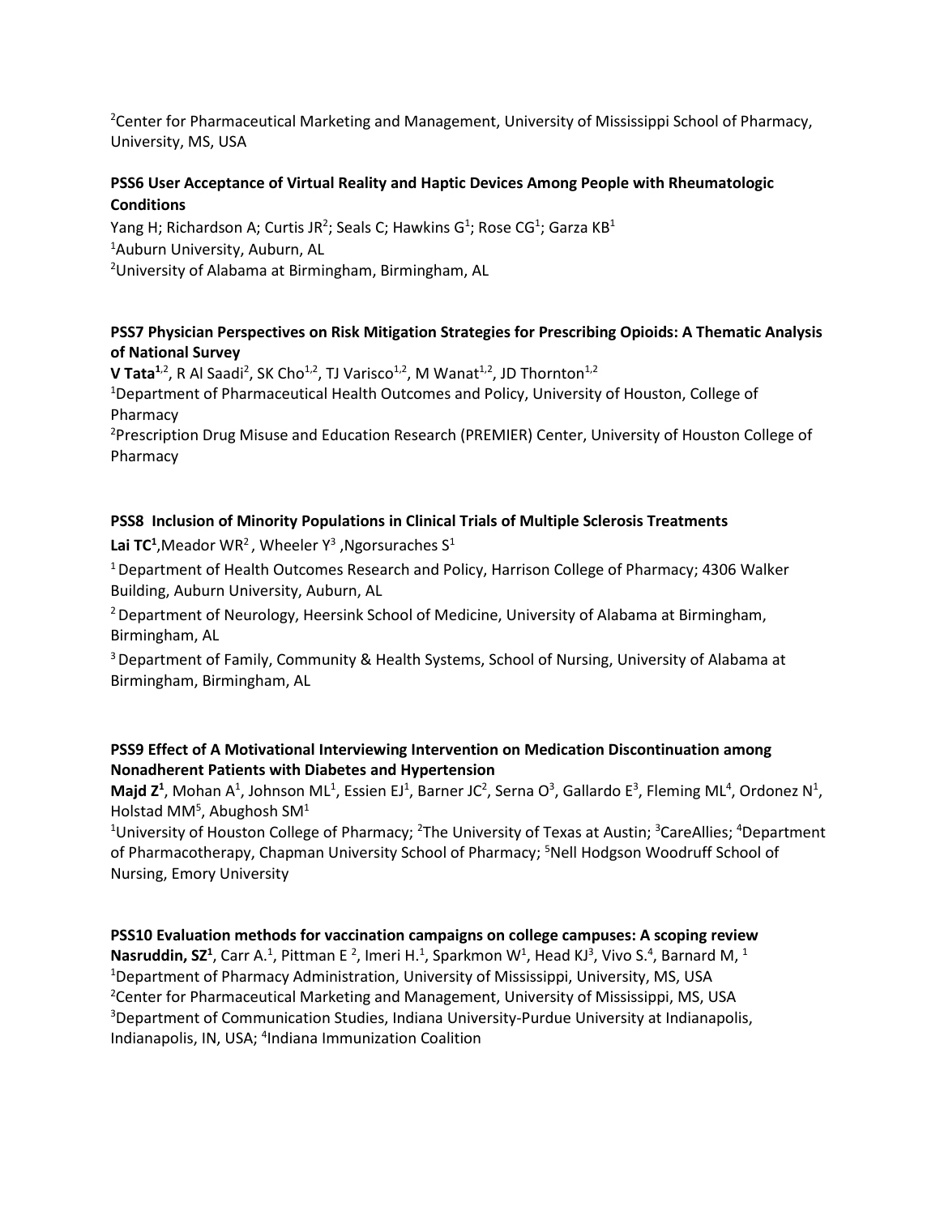[2]Center for Pharmaceutical Marketing and Management, University of Mississippi School of Pharmacy, University, MS, USA

**PSS6 User Acceptance of Virtual Reality and Haptic Devices Among People with Rheumatologic Conditions**

Yang H; Richardson A; Curtis JR[2]; Seals C; Hawkins G[1]; Rose CG[1]; Garza KB[1]

[1]Auburn University, Auburn, AL

[2]University of Alabama at Birmingham, Birmingham, AL

**PSS7 Physician Perspectives on Risk Mitigation Strategies for Prescribing Opioids: A Thematic Analysis of National Survey**

**V Tata**[1,2], R Al Saadi[2], SK Cho[1,2], TJ Varisco[1,2], M Wanat[1,2], JD Thornton[1,2]

[1]Department of Pharmaceutical Health Outcomes and Policy, University of Houston, College of Pharmacy

[2]Prescription Drug Misuse and Education Research (PREMIER) Center, University of Houston College of Pharmacy

**PSS8 Inclusion of Minority Populations in Clinical Trials of Multiple Sclerosis Treatments**

**Lai TC**[1],Meador WR[2] , Wheeler Y[3] ,Ngorsuraches S[1]

[1] Department of Health Outcomes Research and Policy, Harrison College of Pharmacy; 4306 Walker Building, Auburn University, Auburn, AL

[2] Department of Neurology, Heersink School of Medicine, University of Alabama at Birmingham, Birmingham, AL

[3] Department of Family, Community & Health Systems, School of Nursing, University of Alabama at Birmingham, Birmingham, AL

**PSS9 Effect of A Motivational Interviewing Intervention on Medication Discontinuation among Nonadherent Patients with Diabetes and Hypertension**

**Majd Z**[1], Mohan A[1], Johnson ML[1], Essien EJ[1], Barner JC[2], Serna O[3], Gallardo E[3], Fleming ML[4], Ordonez N[1], Holstad MM[5], Abughosh SM[1]

[1]University of Houston College of Pharmacy; [2]The University of Texas at Austin; [3]CareAllies; [4]Department of Pharmacotherapy, Chapman University School of Pharmacy; [5]Nell Hodgson Woodruff School of Nursing, Emory University

**PSS10 Evaluation methods for vaccination campaigns on college campuses: A scoping review**

**Nasruddin, SZ**[1], Carr A.[1], Pittman E [2], Imeri H.[1], Sparkmon W[1], Head KJ[3], Vivo S.[4], Barnard M, [1]

[1]Department of Pharmacy Administration, University of Mississippi, University, MS, USA

[2]Center for Pharmaceutical Marketing and Management, University of Mississippi, MS, USA

[3]Department of Communication Studies, Indiana University-Purdue University at Indianapolis, Indianapolis, IN, USA; [4]Indiana Immunization Coalition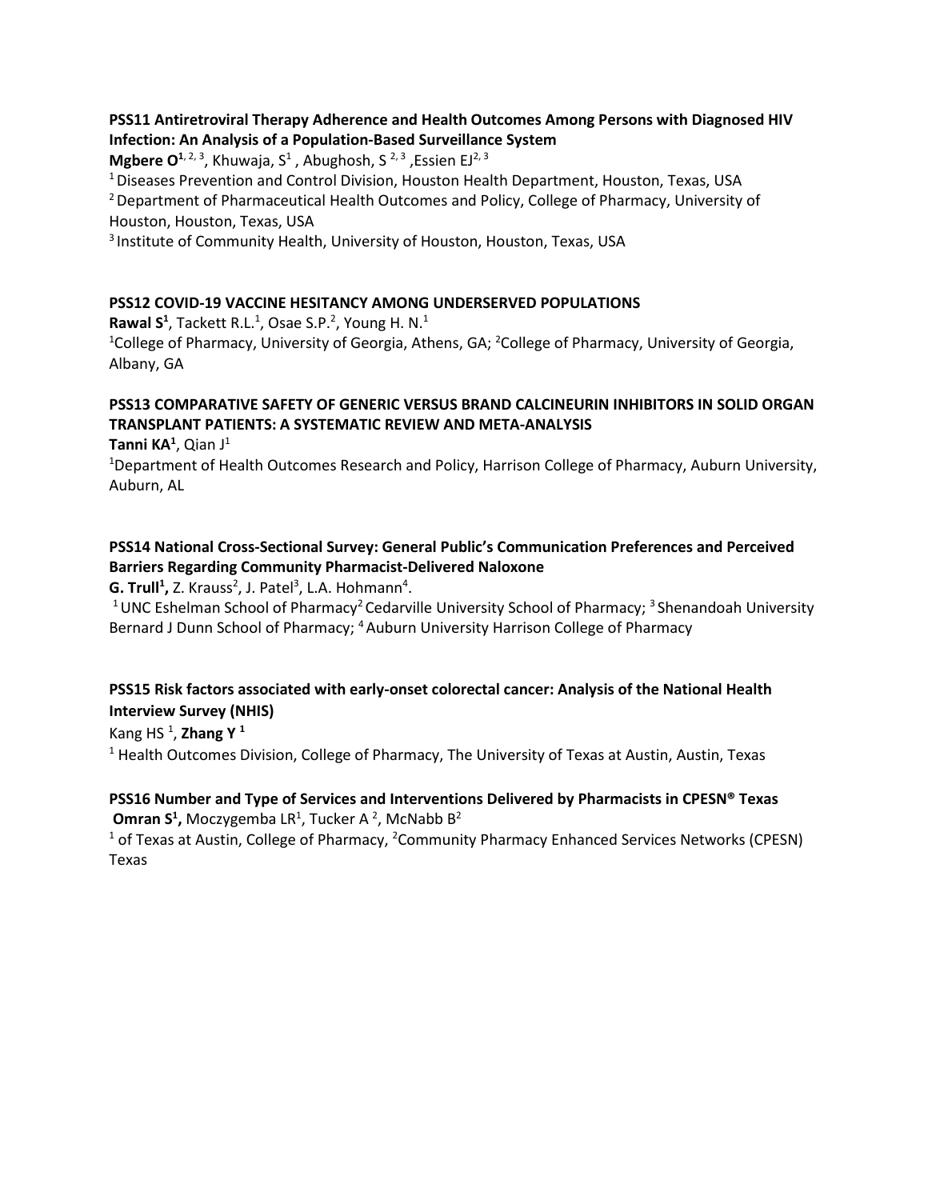**PSS11 Antiretroviral Therapy Adherence and Health Outcomes Among Persons with Diagnosed HIV Infection: An Analysis of a Population-Based Surveillance System**

**Mgbere O**[1, 2, 3], Khuwaja, S[1], Abughosh, S[2, 3], Essien EJ[2, 3]

[1] Diseases Prevention and Control Division, Houston Health Department, Houston, Texas, USA
[2] Department of Pharmaceutical Health Outcomes and Policy, College of Pharmacy, University of Houston, Houston, Texas, USA
[3] Institute of Community Health, University of Houston, Houston, Texas, USA

**PSS12 COVID-19 VACCINE HESITANCY AMONG UNDERSERVED POPULATIONS**

**Rawal S**[1], Tackett R.L.[1], Osae S.P.[2], Young H. N.[1]

[1]College of Pharmacy, University of Georgia, Athens, GA; [2]College of Pharmacy, University of Georgia, Albany, GA

**PSS13 COMPARATIVE SAFETY OF GENERIC VERSUS BRAND CALCINEURIN INHIBITORS IN SOLID ORGAN TRANSPLANT PATIENTS: A SYSTEMATIC REVIEW AND META-ANALYSIS**

**Tanni KA**[1], Qian J[1]

[1]Department of Health Outcomes Research and Policy, Harrison College of Pharmacy, Auburn University, Auburn, AL

**PSS14 National Cross-Sectional Survey: General Public's Communication Preferences and Perceived Barriers Regarding Community Pharmacist-Delivered Naloxone**

**G. Trull**[1]**,** Z. Krauss[2], J. Patel[3], L.A. Hohmann[4].

[1] UNC Eshelman School of Pharmacy [2] Cedarville University School of Pharmacy; [3] Shenandoah University Bernard J Dunn School of Pharmacy; [4] Auburn University Harrison College of Pharmacy

**PSS15 Risk factors associated with early-onset colorectal cancer: Analysis of the National Health Interview Survey (NHIS)**

Kang HS [1], **Zhang Y** [1]

[1] Health Outcomes Division, College of Pharmacy, The University of Texas at Austin, Austin, Texas

**PSS16 Number and Type of Services and Interventions Delivered by Pharmacists in CPESN® Texas**

**Omran S**[1]**,** Moczygemba LR[1], Tucker A [2], McNabb B[2]

[1] of Texas at Austin, College of Pharmacy, [2]Community Pharmacy Enhanced Services Networks (CPESN) Texas